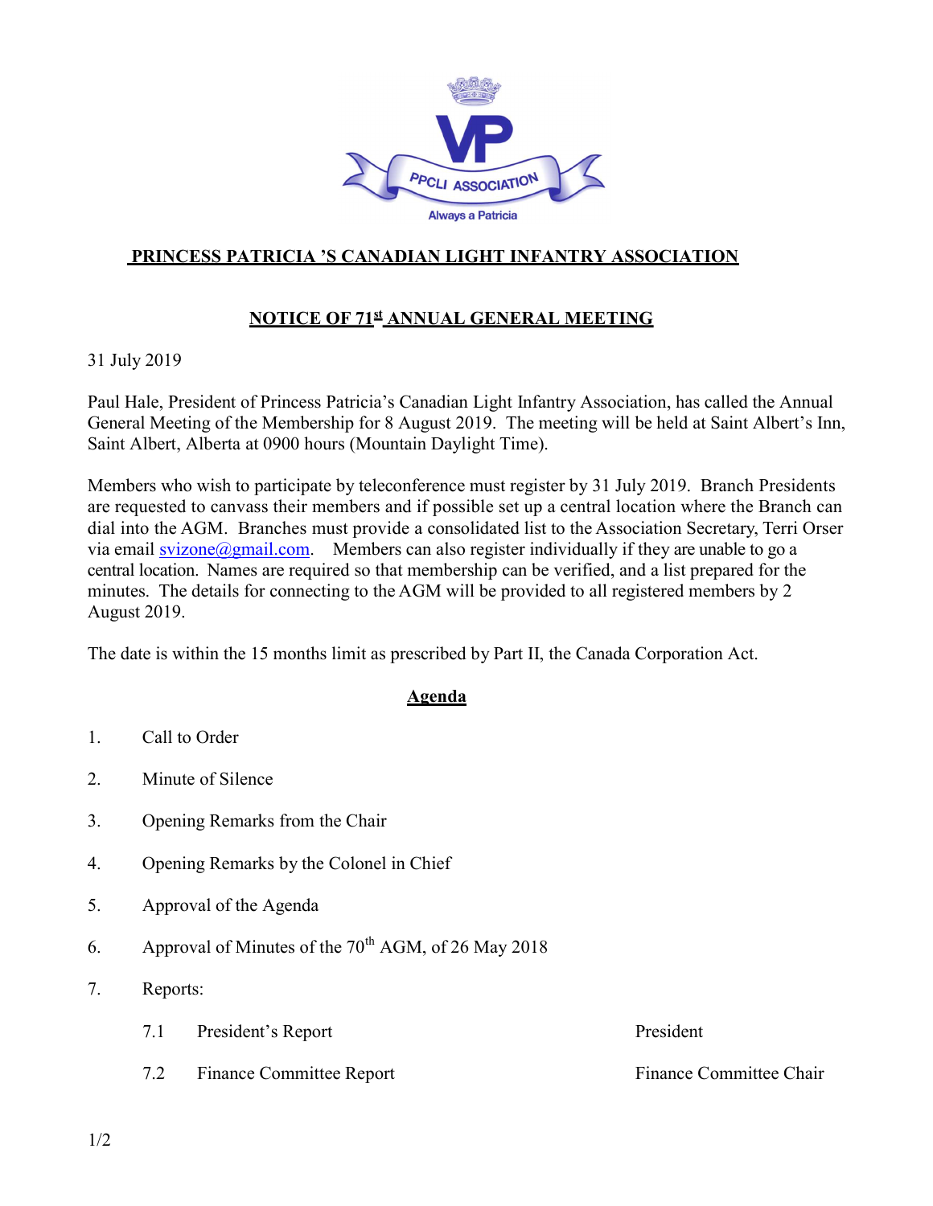PPCLI ASSOCIATION

Always a Patricia

# PRINCESS PATRICIA 'S CANADIAN LIGHT INFANTRY ASSOCIATION

## NOTICE OF 71st ANNUAL GENERAL MEETING

31 July 2019

Paul Hale, President of Princess Patricia's Canadian Light Infantry Association, has called the Annual General Meeting of the Membership for 8 August 2019. The meeting will be held at Saint Albert's Inn, Saint Albert, Alberta at 0900 hours (Mountain Daylight Time).

Members who wish to participate by teleconference must register by 31 July 2019. Branch Presidents are requested to canvass their members and if possible set up a central location where the Branch can dial into the AGM. Branches must provide a consolidated list to the Association Secretary, Terri Orser via email svizone@gmail.com. Members can also register individually if they are unable to go a central location. Names are required so that membership can be verified, and a list prepared for the minutes. The details for connecting to the AGM will be provided to all registered members by 2 August 2019.

The date is within the 15 months limit as prescribed by Part II, the Canada Corporation Act.

## Agenda

1. Call to Order
2. Minute of Silence
3. Opening Remarks from the Chair
4. Opening Remarks by the Colonel in Chief
5. Approval of the Agenda
6. Approval of Minutes of the 70th AGM, of 26 May 2018
7. Reports:

| | | |
|---|---|---|
| 7.1 | President's Report | President |
| 7.2 | Finance Committee Report | Finance Committee Chair |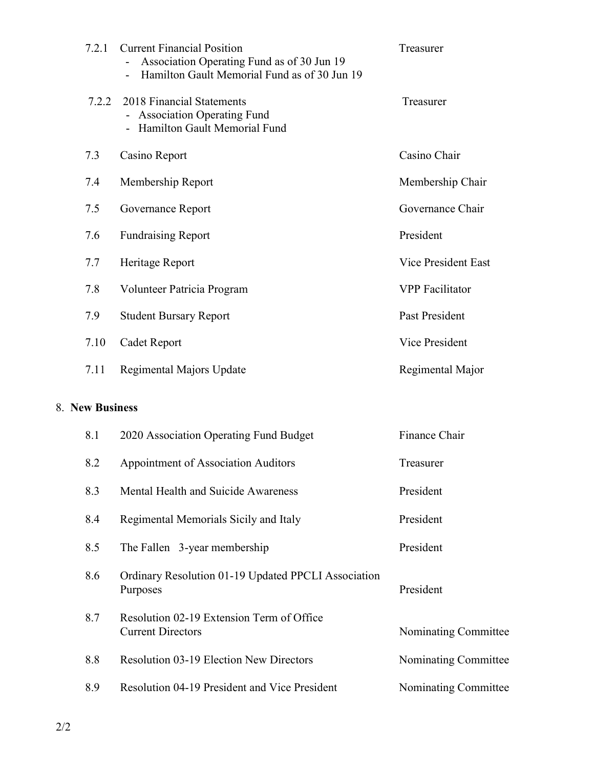| | | |
|---|---|---|
| 7.2.1 | Current Financial Position<br>- Association Operating Fund as of 30 Jun 19<br>- Hamilton Gault Memorial Fund as of 30 Jun 19 | Treasurer |
| 7.2.2 | 2018 Financial Statements<br>- Association Operating Fund<br>- Hamilton Gault Memorial Fund | Treasurer |
| 7.3 | Casino Report | Casino Chair |
| 7.4 | Membership Report | Membership Chair |
| 7.5 | Governance Report | Governance Chair |
| 7.6 | Fundraising Report | President |
| 7.7 | Heritage Report | Vice President East |
| 7.8 | Volunteer Patricia Program | VPP Facilitator |
| 7.9 | Student Bursary Report | Past President |
| 7.10 | Cadet Report | Vice President |
| 7.11 | Regimental Majors Update | Regimental Major |

8. **New Business**

| | | |
|---|---|---|
| 8.1 | 2020 Association Operating Fund Budget | Finance Chair |
| 8.2 | Appointment of Association Auditors | Treasurer |
| 8.3 | Mental Health and Suicide Awareness | President |
| 8.4 | Regimental Memorials Sicily and Italy | President |
| 8.5 | The Fallen 3-year membership | President |
| 8.6 | Ordinary Resolution 01-19 Updated PPCLI Association Purposes | President |
| 8.7 | Resolution 02-19 Extension Term of Office Current Directors | Nominating Committee |
| 8.8 | Resolution 03-19 Election New Directors | Nominating Committee |
| 8.9 | Resolution 04-19 President and Vice President | Nominating Committee |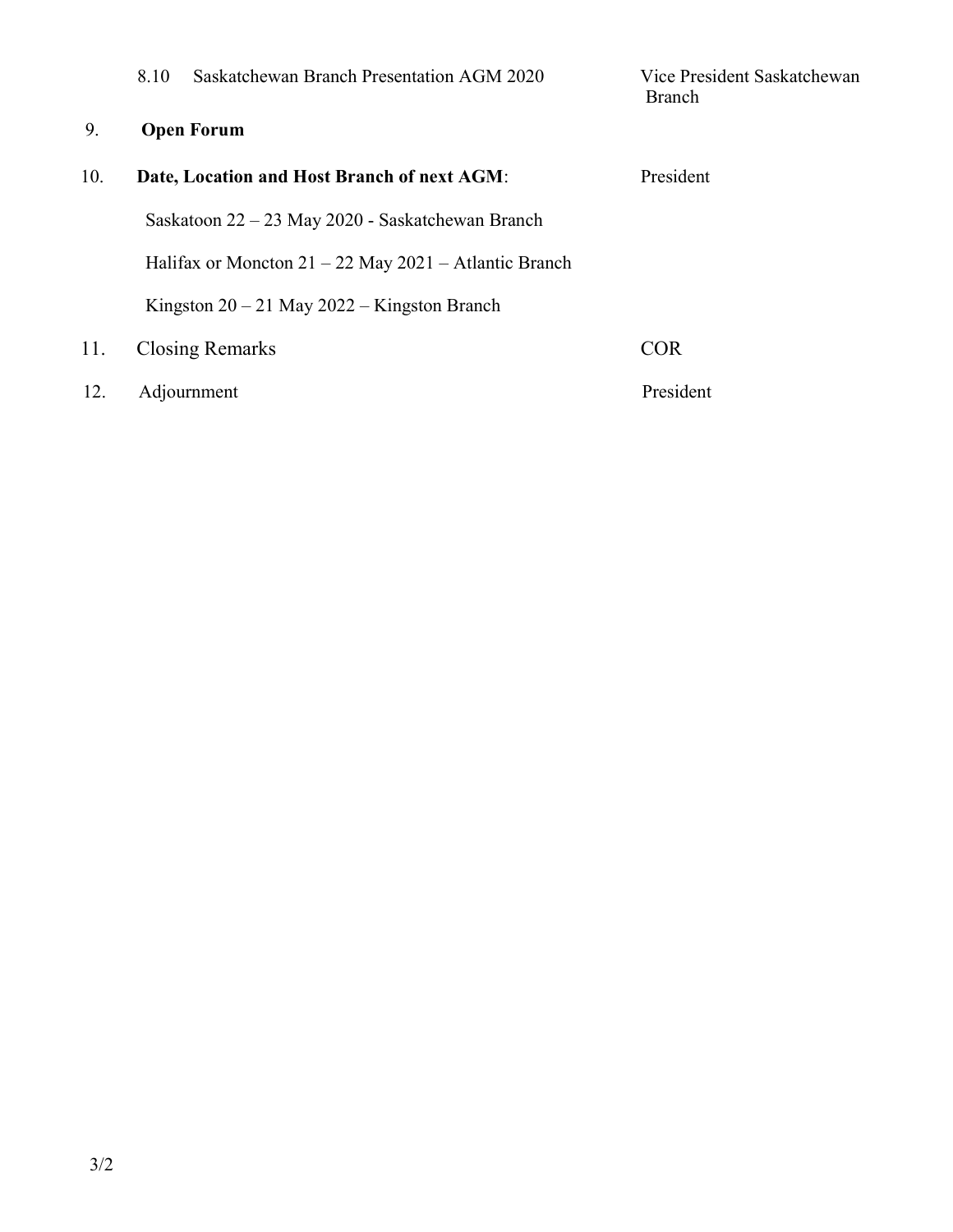| | | |
|---|---|---|
| 8.10 | Saskatchewan Branch Presentation AGM 2020 | Vice President Saskatchewan Branch |
| 9. | **Open Forum** | |
| 10. | **Date, Location and Host Branch of next AGM**: | President |
| | Saskatoon 22 – 23 May 2020 - Saskatchewan Branch | |
| | Halifax or Moncton 21 – 22 May 2021 – Atlantic Branch | |
| | Kingston 20 – 21 May 2022 – Kingston Branch | |
| 11. | Closing Remarks | COR |
| 12. | Adjournment | President |

3/2